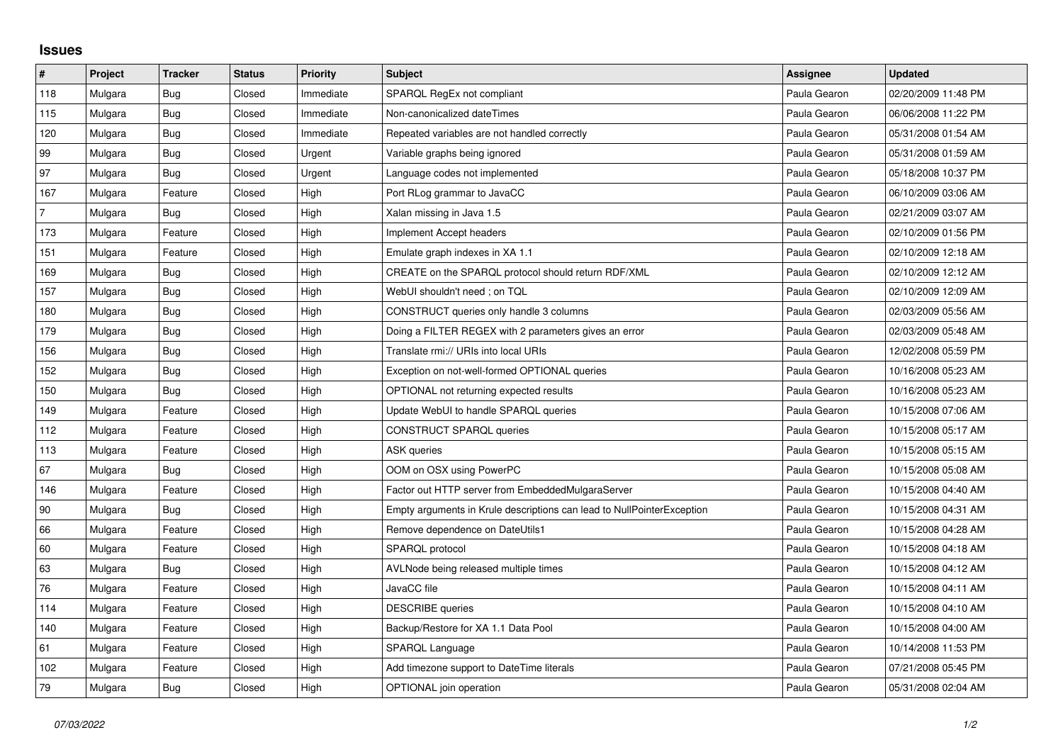## Issues

| # | Project | Tracker | Status | Priority | Subject | Assignee | Updated |
|---|---|---|---|---|---|---|---|
| 118 | Mulgara | Bug | Closed | Immediate | SPARQL RegEx not compliant | Paula Gearon | 02/20/2009 11:48 PM |
| 115 | Mulgara | Bug | Closed | Immediate | Non-canonicalized dateTimes | Paula Gearon | 06/06/2008 11:22 PM |
| 120 | Mulgara | Bug | Closed | Immediate | Repeated variables are not handled correctly | Paula Gearon | 05/31/2008 01:54 AM |
| 99 | Mulgara | Bug | Closed | Urgent | Variable graphs being ignored | Paula Gearon | 05/31/2008 01:59 AM |
| 97 | Mulgara | Bug | Closed | Urgent | Language codes not implemented | Paula Gearon | 05/18/2008 10:37 PM |
| 167 | Mulgara | Feature | Closed | High | Port RLog grammar to JavaCC | Paula Gearon | 06/10/2009 03:06 AM |
| 7 | Mulgara | Bug | Closed | High | Xalan missing in Java 1.5 | Paula Gearon | 02/21/2009 03:07 AM |
| 173 | Mulgara | Feature | Closed | High | Implement Accept headers | Paula Gearon | 02/10/2009 01:56 PM |
| 151 | Mulgara | Feature | Closed | High | Emulate graph indexes in XA 1.1 | Paula Gearon | 02/10/2009 12:18 AM |
| 169 | Mulgara | Bug | Closed | High | CREATE on the SPARQL protocol should return RDF/XML | Paula Gearon | 02/10/2009 12:12 AM |
| 157 | Mulgara | Bug | Closed | High | WebUI shouldn't need ; on TQL | Paula Gearon | 02/10/2009 12:09 AM |
| 180 | Mulgara | Bug | Closed | High | CONSTRUCT queries only handle 3 columns | Paula Gearon | 02/03/2009 05:56 AM |
| 179 | Mulgara | Bug | Closed | High | Doing a FILTER REGEX with 2 parameters gives an error | Paula Gearon | 02/03/2009 05:48 AM |
| 156 | Mulgara | Bug | Closed | High | Translate rmi:// URIs into local URIs | Paula Gearon | 12/02/2008 05:59 PM |
| 152 | Mulgara | Bug | Closed | High | Exception on not-well-formed OPTIONAL queries | Paula Gearon | 10/16/2008 05:23 AM |
| 150 | Mulgara | Bug | Closed | High | OPTIONAL not returning expected results | Paula Gearon | 10/16/2008 05:23 AM |
| 149 | Mulgara | Feature | Closed | High | Update WebUI to handle SPARQL queries | Paula Gearon | 10/15/2008 07:06 AM |
| 112 | Mulgara | Feature | Closed | High | CONSTRUCT SPARQL queries | Paula Gearon | 10/15/2008 05:17 AM |
| 113 | Mulgara | Feature | Closed | High | ASK queries | Paula Gearon | 10/15/2008 05:15 AM |
| 67 | Mulgara | Bug | Closed | High | OOM on OSX using PowerPC | Paula Gearon | 10/15/2008 05:08 AM |
| 146 | Mulgara | Feature | Closed | High | Factor out HTTP server from EmbeddedMulgaraServer | Paula Gearon | 10/15/2008 04:40 AM |
| 90 | Mulgara | Bug | Closed | High | Empty arguments in Krule descriptions can lead to NullPointerException | Paula Gearon | 10/15/2008 04:31 AM |
| 66 | Mulgara | Feature | Closed | High | Remove dependence on DateUtils1 | Paula Gearon | 10/15/2008 04:28 AM |
| 60 | Mulgara | Feature | Closed | High | SPARQL protocol | Paula Gearon | 10/15/2008 04:18 AM |
| 63 | Mulgara | Bug | Closed | High | AVLNode being released multiple times | Paula Gearon | 10/15/2008 04:12 AM |
| 76 | Mulgara | Feature | Closed | High | JavaCC file | Paula Gearon | 10/15/2008 04:11 AM |
| 114 | Mulgara | Feature | Closed | High | DESCRIBE queries | Paula Gearon | 10/15/2008 04:10 AM |
| 140 | Mulgara | Feature | Closed | High | Backup/Restore for XA 1.1 Data Pool | Paula Gearon | 10/15/2008 04:00 AM |
| 61 | Mulgara | Feature | Closed | High | SPARQL Language | Paula Gearon | 10/14/2008 11:53 PM |
| 102 | Mulgara | Feature | Closed | High | Add timezone support to DateTime literals | Paula Gearon | 07/21/2008 05:45 PM |
| 79 | Mulgara | Bug | Closed | High | OPTIONAL join operation | Paula Gearon | 05/31/2008 02:04 AM |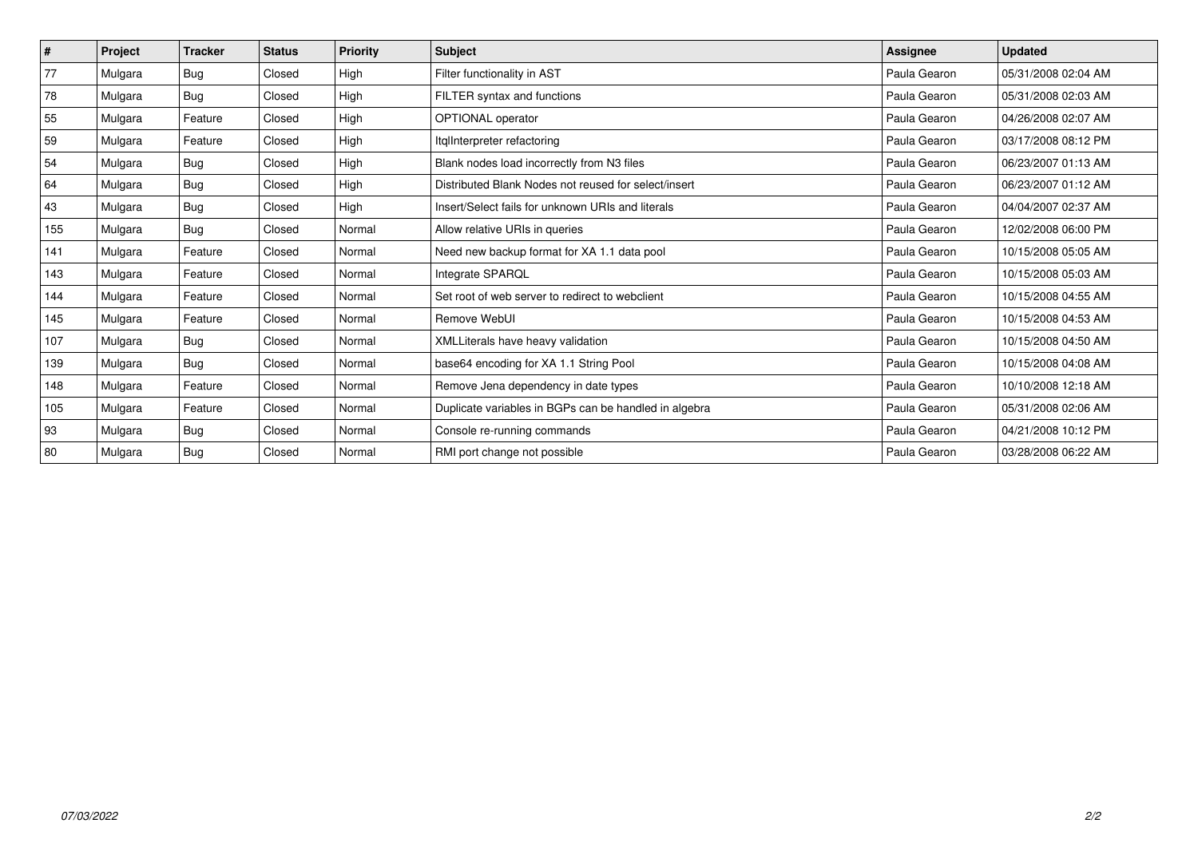| # | Project | Tracker | Status | Priority | Subject | Assignee | Updated |
|---|---|---|---|---|---|---|---|
| 77 | Mulgara | Bug | Closed | High | Filter functionality in AST | Paula Gearon | 05/31/2008 02:04 AM |
| 78 | Mulgara | Bug | Closed | High | FILTER syntax and functions | Paula Gearon | 05/31/2008 02:03 AM |
| 55 | Mulgara | Feature | Closed | High | OPTIONAL operator | Paula Gearon | 04/26/2008 02:07 AM |
| 59 | Mulgara | Feature | Closed | High | ItqlInterpreter refactoring | Paula Gearon | 03/17/2008 08:12 PM |
| 54 | Mulgara | Bug | Closed | High | Blank nodes load incorrectly from N3 files | Paula Gearon | 06/23/2007 01:13 AM |
| 64 | Mulgara | Bug | Closed | High | Distributed Blank Nodes not reused for select/insert | Paula Gearon | 06/23/2007 01:12 AM |
| 43 | Mulgara | Bug | Closed | High | Insert/Select fails for unknown URIs and literals | Paula Gearon | 04/04/2007 02:37 AM |
| 155 | Mulgara | Bug | Closed | Normal | Allow relative URIs in queries | Paula Gearon | 12/02/2008 06:00 PM |
| 141 | Mulgara | Feature | Closed | Normal | Need new backup format for XA 1.1 data pool | Paula Gearon | 10/15/2008 05:05 AM |
| 143 | Mulgara | Feature | Closed | Normal | Integrate SPARQL | Paula Gearon | 10/15/2008 05:03 AM |
| 144 | Mulgara | Feature | Closed | Normal | Set root of web server to redirect to webclient | Paula Gearon | 10/15/2008 04:55 AM |
| 145 | Mulgara | Feature | Closed | Normal | Remove WebUI | Paula Gearon | 10/15/2008 04:53 AM |
| 107 | Mulgara | Bug | Closed | Normal | XMLLiterals have heavy validation | Paula Gearon | 10/15/2008 04:50 AM |
| 139 | Mulgara | Bug | Closed | Normal | base64 encoding for XA 1.1 String Pool | Paula Gearon | 10/15/2008 04:08 AM |
| 148 | Mulgara | Feature | Closed | Normal | Remove Jena dependency in date types | Paula Gearon | 10/10/2008 12:18 AM |
| 105 | Mulgara | Feature | Closed | Normal | Duplicate variables in BGPs can be handled in algebra | Paula Gearon | 05/31/2008 02:06 AM |
| 93 | Mulgara | Bug | Closed | Normal | Console re-running commands | Paula Gearon | 04/21/2008 10:12 PM |
| 80 | Mulgara | Bug | Closed | Normal | RMI port change not possible | Paula Gearon | 03/28/2008 06:22 AM |